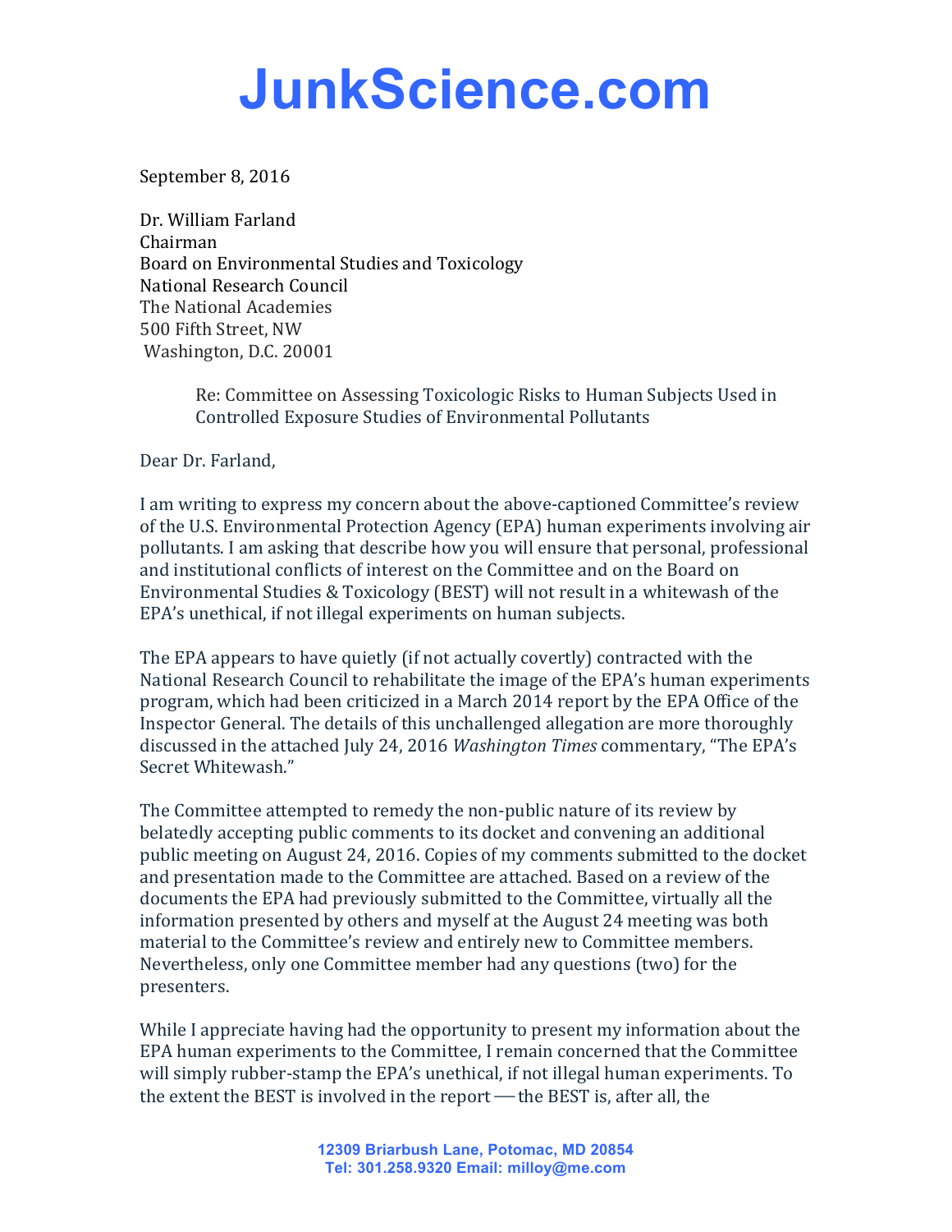# JunkScience.com

September 8, 2016

Dr. William Farland
Chairman
Board on Environmental Studies and Toxicology
National Research Council
The National Academies
500 Fifth Street, NW
Washington, D.C. 20001

Re: Committee on Assessing Toxicologic Risks to Human Subjects Used in Controlled Exposure Studies of Environmental Pollutants

Dear Dr. Farland,

I am writing to express my concern about the above-captioned Committee's review of the U.S. Environmental Protection Agency (EPA) human experiments involving air pollutants. I am asking that describe how you will ensure that personal, professional and institutional conflicts of interest on the Committee and on the Board on Environmental Studies & Toxicology (BEST) will not result in a whitewash of the EPA's unethical, if not illegal experiments on human subjects.

The EPA appears to have quietly (if not actually covertly) contracted with the National Research Council to rehabilitate the image of the EPA's human experiments program, which had been criticized in a March 2014 report by the EPA Office of the Inspector General. The details of this unchallenged allegation are more thoroughly discussed in the attached July 24, 2016 *Washington Times* commentary, "The EPA's Secret Whitewash."

The Committee attempted to remedy the non-public nature of its review by belatedly accepting public comments to its docket and convening an additional public meeting on August 24, 2016. Copies of my comments submitted to the docket and presentation made to the Committee are attached. Based on a review of the documents the EPA had previously submitted to the Committee, virtually all the information presented by others and myself at the August 24 meeting was both material to the Committee's review and entirely new to Committee members. Nevertheless, only one Committee member had any questions (two) for the presenters.

While I appreciate having had the opportunity to present my information about the EPA human experiments to the Committee, I remain concerned that the Committee will simply rubber-stamp the EPA's unethical, if not illegal human experiments. To the extent the BEST is involved in the report — the BEST is, after all, the

12309 Briarbush Lane, Potomac, MD 20854
Tel: 301.258.9320 Email: milloy@me.com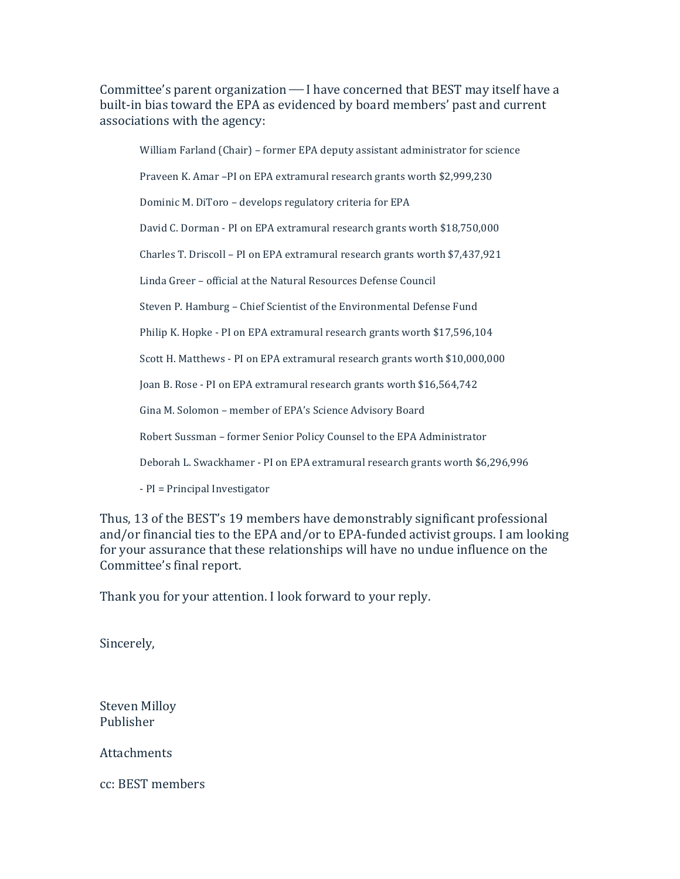Committee's parent organization — I have concerned that BEST may itself have a built-in bias toward the EPA as evidenced by board members' past and current associations with the agency:

William Farland (Chair) – former EPA deputy assistant administrator for science

Praveen K. Amar –PI on EPA extramural research grants worth $2,999,230

Dominic M. DiToro – develops regulatory criteria for EPA

David C. Dorman - PI on EPA extramural research grants worth $18,750,000

Charles T. Driscoll – PI on EPA extramural research grants worth $7,437,921

Linda Greer – official at the Natural Resources Defense Council

Steven P. Hamburg – Chief Scientist of the Environmental Defense Fund

Philip K. Hopke - PI on EPA extramural research grants worth $17,596,104

Scott H. Matthews - PI on EPA extramural research grants worth $10,000,000

Joan B. Rose - PI on EPA extramural research grants worth $16,564,742

Gina M. Solomon – member of EPA's Science Advisory Board

Robert Sussman – former Senior Policy Counsel to the EPA Administrator

Deborah L. Swackhamer - PI on EPA extramural research grants worth $6,296,996

- PI = Principal Investigator

Thus, 13 of the BEST's 19 members have demonstrably significant professional and/or financial ties to the EPA and/or to EPA-funded activist groups. I am looking for your assurance that these relationships will have no undue influence on the Committee's final report.

Thank you for your attention. I look forward to your reply.

Sincerely,

Steven Milloy
Publisher

Attachments

cc: BEST members